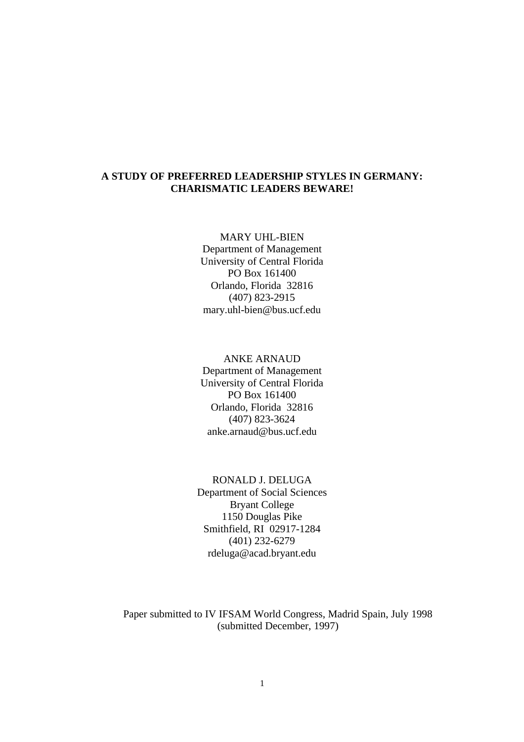# A STUDY OF PREFERRED LEADERSHIP STYLES IN GERMANY: CHARISMATIC LEADERS BEWARE!

MARY UHL-BIEN
Department of Management
University of Central Florida
PO Box 161400
Orlando, Florida 32816
(407) 823-2915
mary.uhl-bien@bus.ucf.edu

ANKE ARNAUD
Department of Management
University of Central Florida
PO Box 161400
Orlando, Florida 32816
(407) 823-3624
anke.arnaud@bus.ucf.edu

RONALD J. DELUGA
Department of Social Sciences
Bryant College
1150 Douglas Pike
Smithfield, RI 02917-1284
(401) 232-6279
rdeluga@acad.bryant.edu

Paper submitted to IV IFSAM World Congress, Madrid Spain, July 1998
(submitted December, 1997)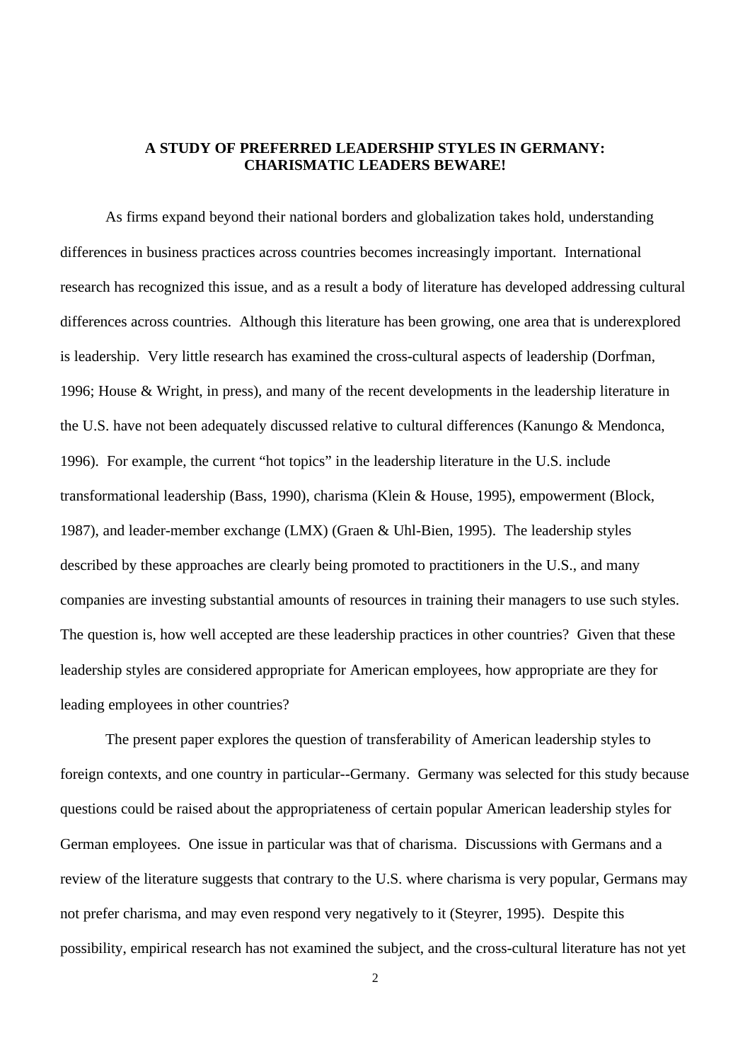# A STUDY OF PREFERRED LEADERSHIP STYLES IN GERMANY: CHARISMATIC LEADERS BEWARE!

As firms expand beyond their national borders and globalization takes hold, understanding differences in business practices across countries becomes increasingly important. International research has recognized this issue, and as a result a body of literature has developed addressing cultural differences across countries. Although this literature has been growing, one area that is underexplored is leadership. Very little research has examined the cross-cultural aspects of leadership (Dorfman, 1996; House & Wright, in press), and many of the recent developments in the leadership literature in the U.S. have not been adequately discussed relative to cultural differences (Kanungo & Mendonca, 1996). For example, the current "hot topics" in the leadership literature in the U.S. include transformational leadership (Bass, 1990), charisma (Klein & House, 1995), empowerment (Block, 1987), and leader-member exchange (LMX) (Graen & Uhl-Bien, 1995). The leadership styles described by these approaches are clearly being promoted to practitioners in the U.S., and many companies are investing substantial amounts of resources in training their managers to use such styles. The question is, how well accepted are these leadership practices in other countries? Given that these leadership styles are considered appropriate for American employees, how appropriate are they for leading employees in other countries?

The present paper explores the question of transferability of American leadership styles to foreign contexts, and one country in particular--Germany. Germany was selected for this study because questions could be raised about the appropriateness of certain popular American leadership styles for German employees. One issue in particular was that of charisma. Discussions with Germans and a review of the literature suggests that contrary to the U.S. where charisma is very popular, Germans may not prefer charisma, and may even respond very negatively to it (Steyrer, 1995). Despite this possibility, empirical research has not examined the subject, and the cross-cultural literature has not yet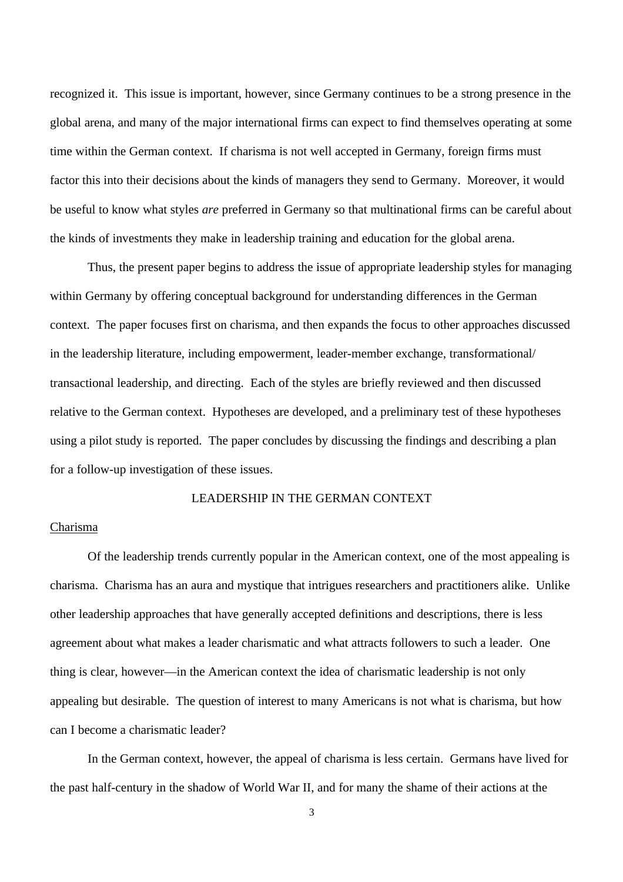recognized it. This issue is important, however, since Germany continues to be a strong presence in the global arena, and many of the major international firms can expect to find themselves operating at some time within the German context. If charisma is not well accepted in Germany, foreign firms must factor this into their decisions about the kinds of managers they send to Germany. Moreover, it would be useful to know what styles *are* preferred in Germany so that multinational firms can be careful about the kinds of investments they make in leadership training and education for the global arena.

Thus, the present paper begins to address the issue of appropriate leadership styles for managing within Germany by offering conceptual background for understanding differences in the German context. The paper focuses first on charisma, and then expands the focus to other approaches discussed in the leadership literature, including empowerment, leader-member exchange, transformational/ transactional leadership, and directing. Each of the styles are briefly reviewed and then discussed relative to the German context. Hypotheses are developed, and a preliminary test of these hypotheses using a pilot study is reported. The paper concludes by discussing the findings and describing a plan for a follow-up investigation of these issues.

## LEADERSHIP IN THE GERMAN CONTEXT

### Charisma

Of the leadership trends currently popular in the American context, one of the most appealing is charisma. Charisma has an aura and mystique that intrigues researchers and practitioners alike. Unlike other leadership approaches that have generally accepted definitions and descriptions, there is less agreement about what makes a leader charismatic and what attracts followers to such a leader. One thing is clear, however—in the American context the idea of charismatic leadership is not only appealing but desirable. The question of interest to many Americans is not what is charisma, but how can I become a charismatic leader?

In the German context, however, the appeal of charisma is less certain. Germans have lived for the past half-century in the shadow of World War II, and for many the shame of their actions at the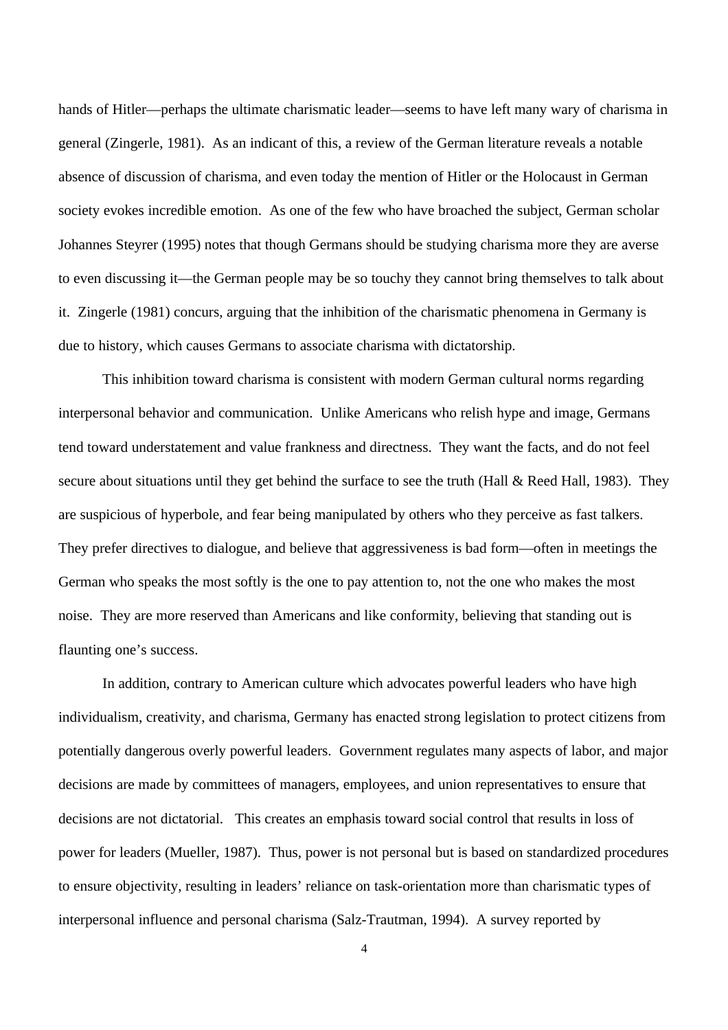hands of Hitler—perhaps the ultimate charismatic leader—seems to have left many wary of charisma in general (Zingerle, 1981). As an indicant of this, a review of the German literature reveals a notable absence of discussion of charisma, and even today the mention of Hitler or the Holocaust in German society evokes incredible emotion. As one of the few who have broached the subject, German scholar Johannes Steyrer (1995) notes that though Germans should be studying charisma more they are averse to even discussing it—the German people may be so touchy they cannot bring themselves to talk about it. Zingerle (1981) concurs, arguing that the inhibition of the charismatic phenomena in Germany is due to history, which causes Germans to associate charisma with dictatorship.

This inhibition toward charisma is consistent with modern German cultural norms regarding interpersonal behavior and communication. Unlike Americans who relish hype and image, Germans tend toward understatement and value frankness and directness. They want the facts, and do not feel secure about situations until they get behind the surface to see the truth (Hall & Reed Hall, 1983). They are suspicious of hyperbole, and fear being manipulated by others who they perceive as fast talkers. They prefer directives to dialogue, and believe that aggressiveness is bad form—often in meetings the German who speaks the most softly is the one to pay attention to, not the one who makes the most noise. They are more reserved than Americans and like conformity, believing that standing out is flaunting one's success.

In addition, contrary to American culture which advocates powerful leaders who have high individualism, creativity, and charisma, Germany has enacted strong legislation to protect citizens from potentially dangerous overly powerful leaders. Government regulates many aspects of labor, and major decisions are made by committees of managers, employees, and union representatives to ensure that decisions are not dictatorial. This creates an emphasis toward social control that results in loss of power for leaders (Mueller, 1987). Thus, power is not personal but is based on standardized procedures to ensure objectivity, resulting in leaders' reliance on task-orientation more than charismatic types of interpersonal influence and personal charisma (Salz-Trautman, 1994). A survey reported by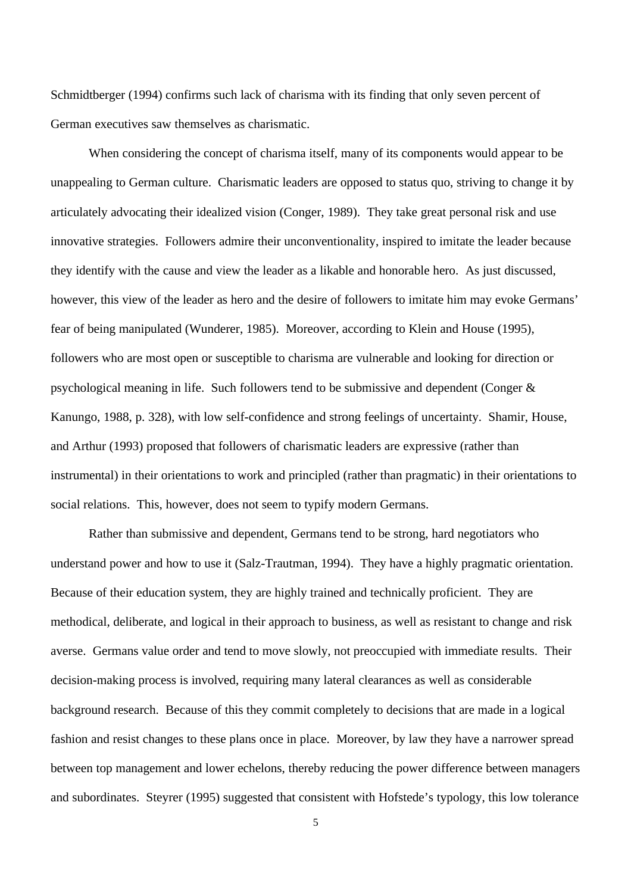Schmidtberger (1994) confirms such lack of charisma with its finding that only seven percent of German executives saw themselves as charismatic.

When considering the concept of charisma itself, many of its components would appear to be unappealing to German culture. Charismatic leaders are opposed to status quo, striving to change it by articulately advocating their idealized vision (Conger, 1989). They take great personal risk and use innovative strategies. Followers admire their unconventionality, inspired to imitate the leader because they identify with the cause and view the leader as a likable and honorable hero. As just discussed, however, this view of the leader as hero and the desire of followers to imitate him may evoke Germans' fear of being manipulated (Wunderer, 1985). Moreover, according to Klein and House (1995), followers who are most open or susceptible to charisma are vulnerable and looking for direction or psychological meaning in life. Such followers tend to be submissive and dependent (Conger & Kanungo, 1988, p. 328), with low self-confidence and strong feelings of uncertainty. Shamir, House, and Arthur (1993) proposed that followers of charismatic leaders are expressive (rather than instrumental) in their orientations to work and principled (rather than pragmatic) in their orientations to social relations. This, however, does not seem to typify modern Germans.

Rather than submissive and dependent, Germans tend to be strong, hard negotiators who understand power and how to use it (Salz-Trautman, 1994). They have a highly pragmatic orientation. Because of their education system, they are highly trained and technically proficient. They are methodical, deliberate, and logical in their approach to business, as well as resistant to change and risk averse. Germans value order and tend to move slowly, not preoccupied with immediate results. Their decision-making process is involved, requiring many lateral clearances as well as considerable background research. Because of this they commit completely to decisions that are made in a logical fashion and resist changes to these plans once in place. Moreover, by law they have a narrower spread between top management and lower echelons, thereby reducing the power difference between managers and subordinates. Steyrer (1995) suggested that consistent with Hofstede's typology, this low tolerance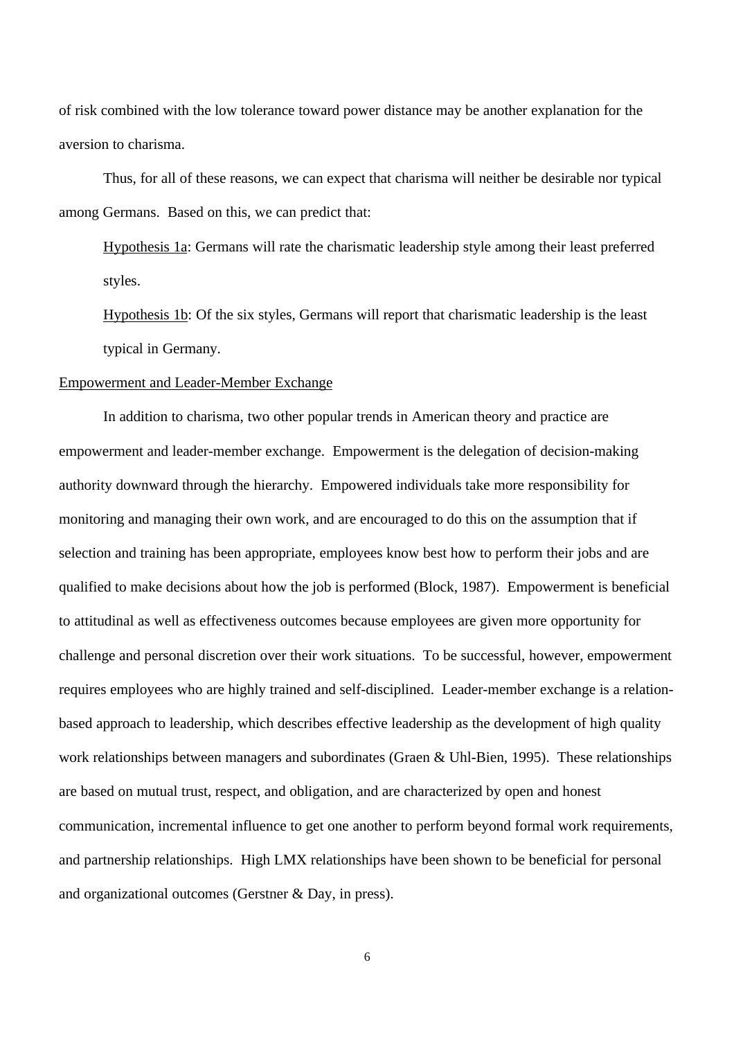of risk combined with the low tolerance toward power distance may be another explanation for the aversion to charisma.

Thus, for all of these reasons, we can expect that charisma will neither be desirable nor typical among Germans. Based on this, we can predict that:

> Hypothesis 1a: Germans will rate the charismatic leadership style among their least preferred styles.
>
> Hypothesis 1b: Of the six styles, Germans will report that charismatic leadership is the least typical in Germany.

## Empowerment and Leader-Member Exchange

In addition to charisma, two other popular trends in American theory and practice are empowerment and leader-member exchange. Empowerment is the delegation of decision-making authority downward through the hierarchy. Empowered individuals take more responsibility for monitoring and managing their own work, and are encouraged to do this on the assumption that if selection and training has been appropriate, employees know best how to perform their jobs and are qualified to make decisions about how the job is performed (Block, 1987). Empowerment is beneficial to attitudinal as well as effectiveness outcomes because employees are given more opportunity for challenge and personal discretion over their work situations. To be successful, however, empowerment requires employees who are highly trained and self-disciplined. Leader-member exchange is a relation-based approach to leadership, which describes effective leadership as the development of high quality work relationships between managers and subordinates (Graen & Uhl-Bien, 1995). These relationships are based on mutual trust, respect, and obligation, and are characterized by open and honest communication, incremental influence to get one another to perform beyond formal work requirements, and partnership relationships. High LMX relationships have been shown to be beneficial for personal and organizational outcomes (Gerstner & Day, in press).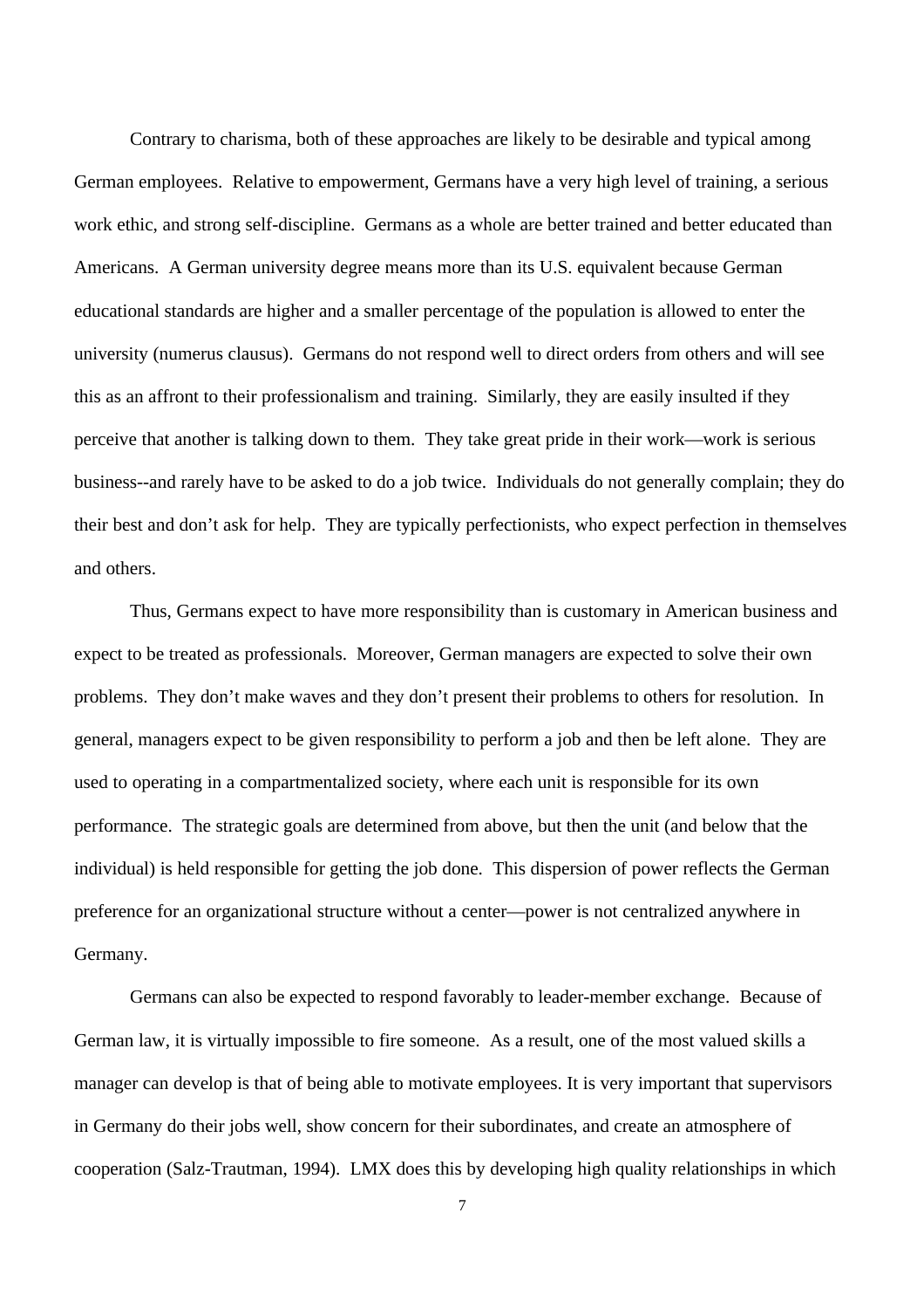Contrary to charisma, both of these approaches are likely to be desirable and typical among German employees. Relative to empowerment, Germans have a very high level of training, a serious work ethic, and strong self-discipline. Germans as a whole are better trained and better educated than Americans. A German university degree means more than its U.S. equivalent because German educational standards are higher and a smaller percentage of the population is allowed to enter the university (numerus clausus). Germans do not respond well to direct orders from others and will see this as an affront to their professionalism and training. Similarly, they are easily insulted if they perceive that another is talking down to them. They take great pride in their work—work is serious business--and rarely have to be asked to do a job twice. Individuals do not generally complain; they do their best and don't ask for help. They are typically perfectionists, who expect perfection in themselves and others.

Thus, Germans expect to have more responsibility than is customary in American business and expect to be treated as professionals. Moreover, German managers are expected to solve their own problems. They don't make waves and they don't present their problems to others for resolution. In general, managers expect to be given responsibility to perform a job and then be left alone. They are used to operating in a compartmentalized society, where each unit is responsible for its own performance. The strategic goals are determined from above, but then the unit (and below that the individual) is held responsible for getting the job done. This dispersion of power reflects the German preference for an organizational structure without a center—power is not centralized anywhere in Germany.

Germans can also be expected to respond favorably to leader-member exchange. Because of German law, it is virtually impossible to fire someone. As a result, one of the most valued skills a manager can develop is that of being able to motivate employees. It is very important that supervisors in Germany do their jobs well, show concern for their subordinates, and create an atmosphere of cooperation (Salz-Trautman, 1994). LMX does this by developing high quality relationships in which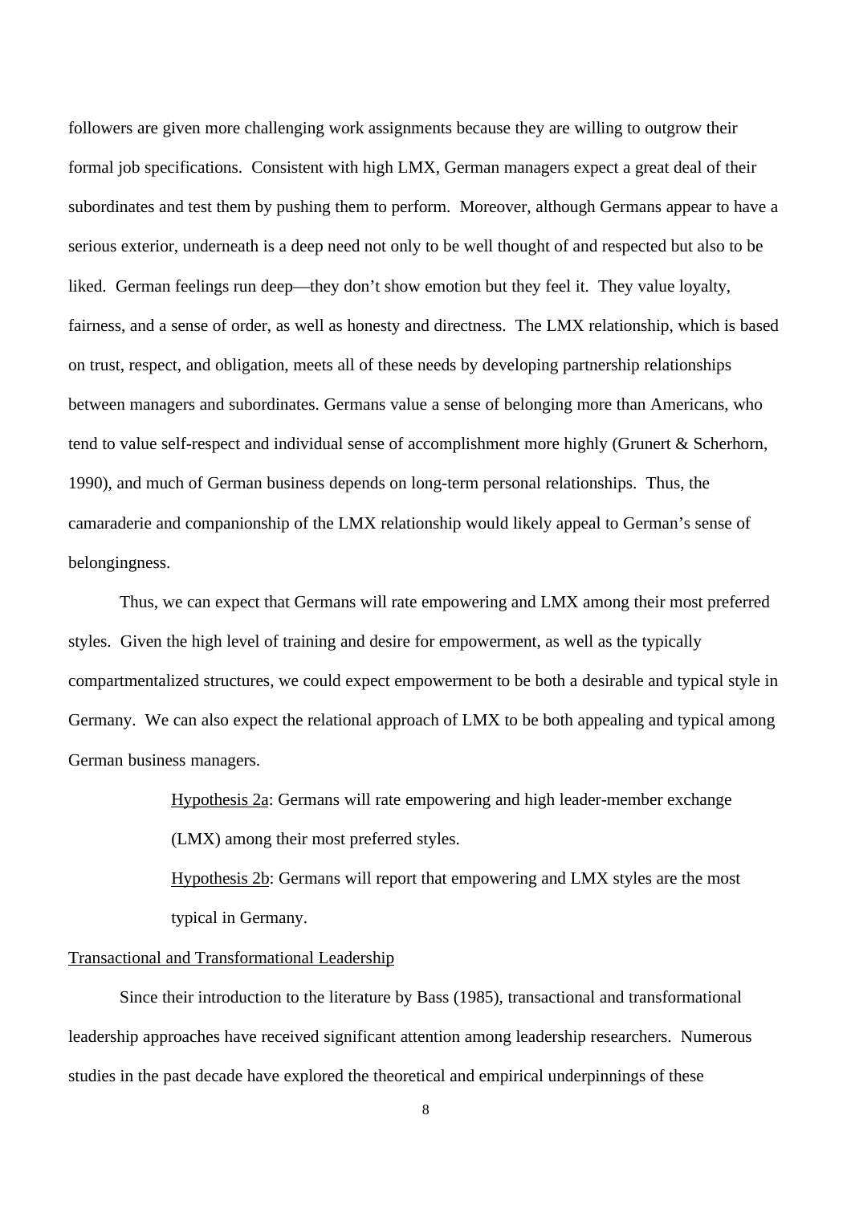followers are given more challenging work assignments because they are willing to outgrow their formal job specifications. Consistent with high LMX, German managers expect a great deal of their subordinates and test them by pushing them to perform. Moreover, although Germans appear to have a serious exterior, underneath is a deep need not only to be well thought of and respected but also to be liked. German feelings run deep—they don't show emotion but they feel it. They value loyalty, fairness, and a sense of order, as well as honesty and directness. The LMX relationship, which is based on trust, respect, and obligation, meets all of these needs by developing partnership relationships between managers and subordinates. Germans value a sense of belonging more than Americans, who tend to value self-respect and individual sense of accomplishment more highly (Grunert & Scherhorn, 1990), and much of German business depends on long-term personal relationships. Thus, the camaraderie and companionship of the LMX relationship would likely appeal to German's sense of belongingness.

Thus, we can expect that Germans will rate empowering and LMX among their most preferred styles. Given the high level of training and desire for empowerment, as well as the typically compartmentalized structures, we could expect empowerment to be both a desirable and typical style in Germany. We can also expect the relational approach of LMX to be both appealing and typical among German business managers.

> Hypothesis 2a: Germans will rate empowering and high leader-member exchange (LMX) among their most preferred styles.
>
> Hypothesis 2b: Germans will report that empowering and LMX styles are the most typical in Germany.

## Transactional and Transformational Leadership

Since their introduction to the literature by Bass (1985), transactional and transformational leadership approaches have received significant attention among leadership researchers. Numerous studies in the past decade have explored the theoretical and empirical underpinnings of these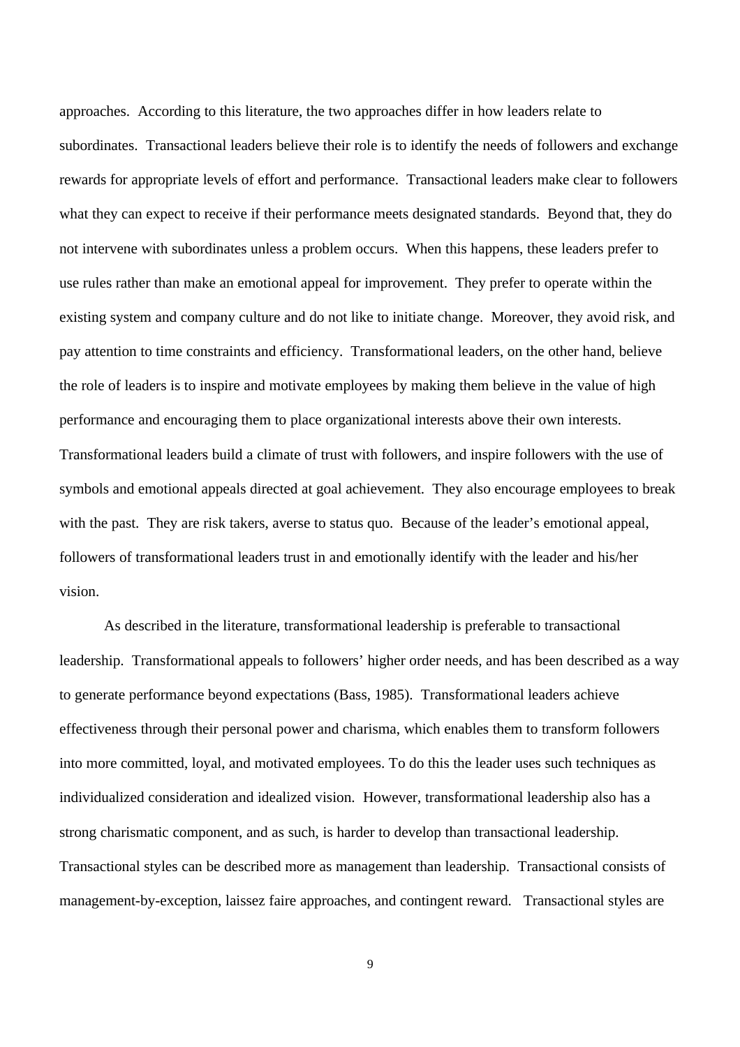approaches. According to this literature, the two approaches differ in how leaders relate to subordinates. Transactional leaders believe their role is to identify the needs of followers and exchange rewards for appropriate levels of effort and performance. Transactional leaders make clear to followers what they can expect to receive if their performance meets designated standards. Beyond that, they do not intervene with subordinates unless a problem occurs. When this happens, these leaders prefer to use rules rather than make an emotional appeal for improvement. They prefer to operate within the existing system and company culture and do not like to initiate change. Moreover, they avoid risk, and pay attention to time constraints and efficiency. Transformational leaders, on the other hand, believe the role of leaders is to inspire and motivate employees by making them believe in the value of high performance and encouraging them to place organizational interests above their own interests. Transformational leaders build a climate of trust with followers, and inspire followers with the use of symbols and emotional appeals directed at goal achievement. They also encourage employees to break with the past. They are risk takers, averse to status quo. Because of the leader's emotional appeal, followers of transformational leaders trust in and emotionally identify with the leader and his/her vision.

As described in the literature, transformational leadership is preferable to transactional leadership. Transformational appeals to followers' higher order needs, and has been described as a way to generate performance beyond expectations (Bass, 1985). Transformational leaders achieve effectiveness through their personal power and charisma, which enables them to transform followers into more committed, loyal, and motivated employees. To do this the leader uses such techniques as individualized consideration and idealized vision. However, transformational leadership also has a strong charismatic component, and as such, is harder to develop than transactional leadership. Transactional styles can be described more as management than leadership. Transactional consists of management-by-exception, laissez faire approaches, and contingent reward. Transactional styles are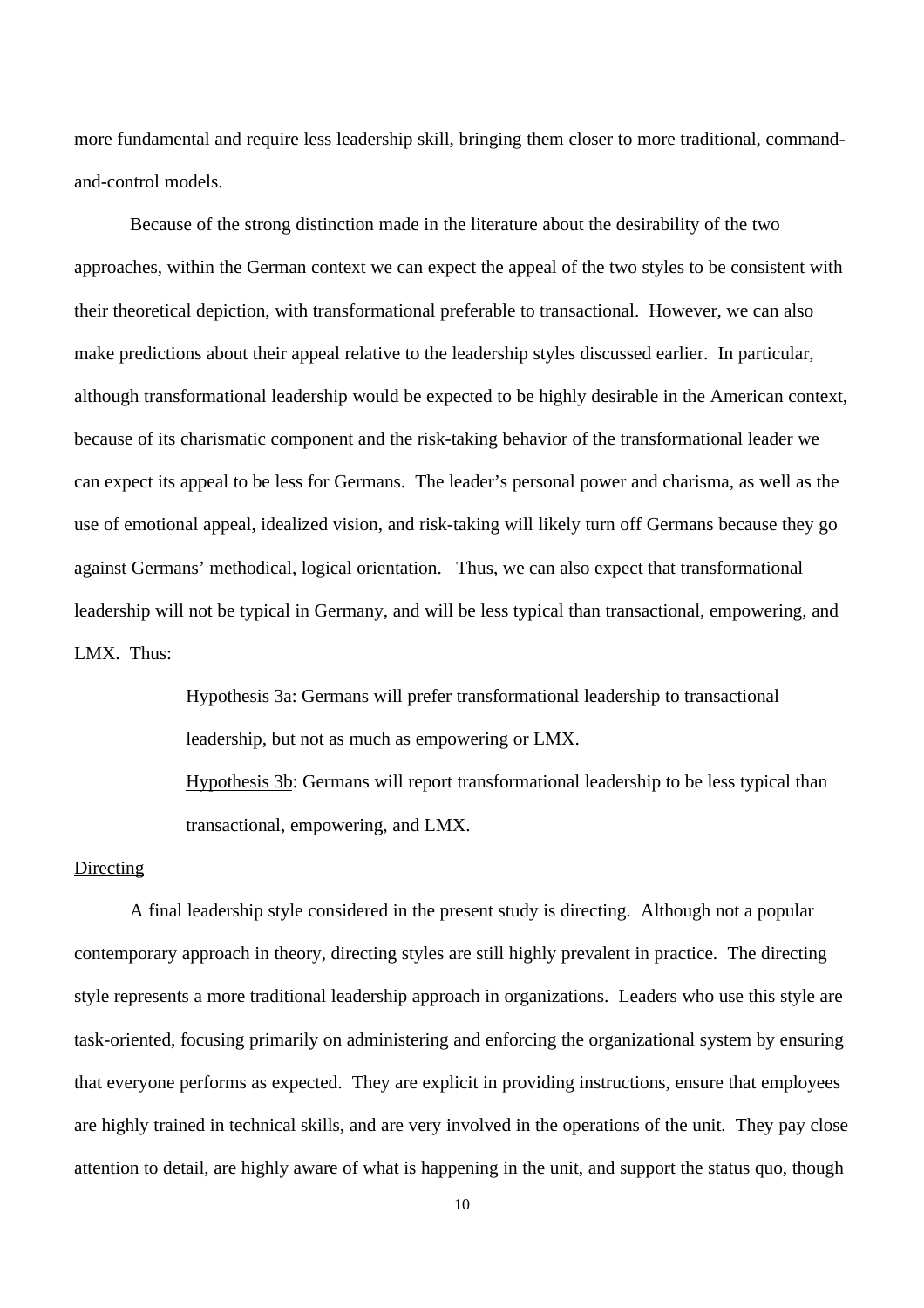more fundamental and require less leadership skill, bringing them closer to more traditional, command-and-control models.

Because of the strong distinction made in the literature about the desirability of the two approaches, within the German context we can expect the appeal of the two styles to be consistent with their theoretical depiction, with transformational preferable to transactional. However, we can also make predictions about their appeal relative to the leadership styles discussed earlier. In particular, although transformational leadership would be expected to be highly desirable in the American context, because of its charismatic component and the risk-taking behavior of the transformational leader we can expect its appeal to be less for Germans. The leader's personal power and charisma, as well as the use of emotional appeal, idealized vision, and risk-taking will likely turn off Germans because they go against Germans' methodical, logical orientation. Thus, we can also expect that transformational leadership will not be typical in Germany, and will be less typical than transactional, empowering, and LMX. Thus:

> Hypothesis 3a: Germans will prefer transformational leadership to transactional leadership, but not as much as empowering or LMX.
>
> Hypothesis 3b: Germans will report transformational leadership to be less typical than transactional, empowering, and LMX.

## Directing

A final leadership style considered in the present study is directing. Although not a popular contemporary approach in theory, directing styles are still highly prevalent in practice. The directing style represents a more traditional leadership approach in organizations. Leaders who use this style are task-oriented, focusing primarily on administering and enforcing the organizational system by ensuring that everyone performs as expected. They are explicit in providing instructions, ensure that employees are highly trained in technical skills, and are very involved in the operations of the unit. They pay close attention to detail, are highly aware of what is happening in the unit, and support the status quo, though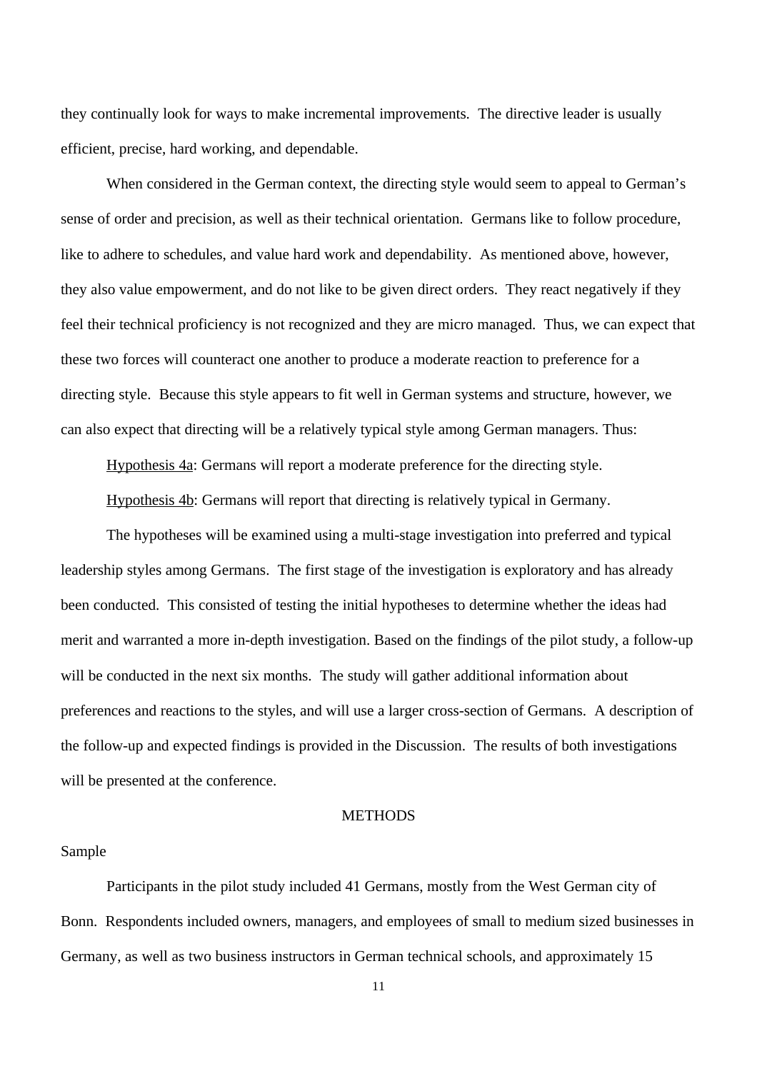they continually look for ways to make incremental improvements. The directive leader is usually efficient, precise, hard working, and dependable.

When considered in the German context, the directing style would seem to appeal to German's sense of order and precision, as well as their technical orientation. Germans like to follow procedure, like to adhere to schedules, and value hard work and dependability. As mentioned above, however, they also value empowerment, and do not like to be given direct orders. They react negatively if they feel their technical proficiency is not recognized and they are micro managed. Thus, we can expect that these two forces will counteract one another to produce a moderate reaction to preference for a directing style. Because this style appears to fit well in German systems and structure, however, we can also expect that directing will be a relatively typical style among German managers. Thus:

<u>Hypothesis 4a</u>: Germans will report a moderate preference for the directing style.

<u>Hypothesis 4b</u>: Germans will report that directing is relatively typical in Germany.

The hypotheses will be examined using a multi-stage investigation into preferred and typical leadership styles among Germans. The first stage of the investigation is exploratory and has already been conducted. This consisted of testing the initial hypotheses to determine whether the ideas had merit and warranted a more in-depth investigation. Based on the findings of the pilot study, a follow-up will be conducted in the next six months. The study will gather additional information about preferences and reactions to the styles, and will use a larger cross-section of Germans. A description of the follow-up and expected findings is provided in the Discussion. The results of both investigations will be presented at the conference.

## METHODS

### Sample

Participants in the pilot study included 41 Germans, mostly from the West German city of Bonn. Respondents included owners, managers, and employees of small to medium sized businesses in Germany, as well as two business instructors in German technical schools, and approximately 15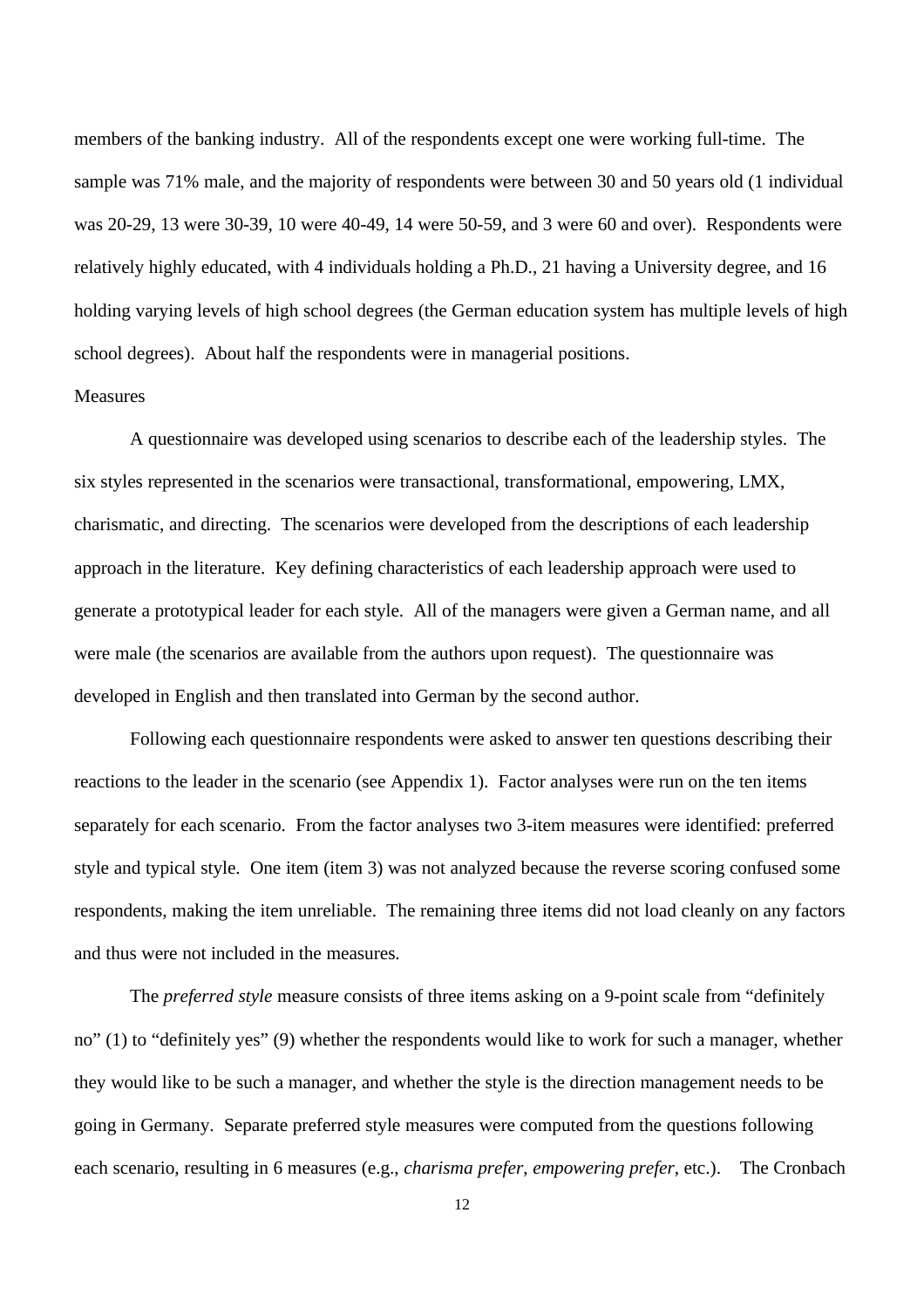members of the banking industry. All of the respondents except one were working full-time. The sample was 71% male, and the majority of respondents were between 30 and 50 years old (1 individual was 20-29, 13 were 30-39, 10 were 40-49, 14 were 50-59, and 3 were 60 and over). Respondents were relatively highly educated, with 4 individuals holding a Ph.D., 21 having a University degree, and 16 holding varying levels of high school degrees (the German education system has multiple levels of high school degrees). About half the respondents were in managerial positions.

Measures

A questionnaire was developed using scenarios to describe each of the leadership styles. The six styles represented in the scenarios were transactional, transformational, empowering, LMX, charismatic, and directing. The scenarios were developed from the descriptions of each leadership approach in the literature. Key defining characteristics of each leadership approach were used to generate a prototypical leader for each style. All of the managers were given a German name, and all were male (the scenarios are available from the authors upon request). The questionnaire was developed in English and then translated into German by the second author.

Following each questionnaire respondents were asked to answer ten questions describing their reactions to the leader in the scenario (see Appendix 1). Factor analyses were run on the ten items separately for each scenario. From the factor analyses two 3-item measures were identified: preferred style and typical style. One item (item 3) was not analyzed because the reverse scoring confused some respondents, making the item unreliable. The remaining three items did not load cleanly on any factors and thus were not included in the measures.

The *preferred style* measure consists of three items asking on a 9-point scale from "definitely no" (1) to "definitely yes" (9) whether the respondents would like to work for such a manager, whether they would like to be such a manager, and whether the style is the direction management needs to be going in Germany. Separate preferred style measures were computed from the questions following each scenario, resulting in 6 measures (e.g., *charisma prefer*, *empowering prefer*, etc.). The Cronbach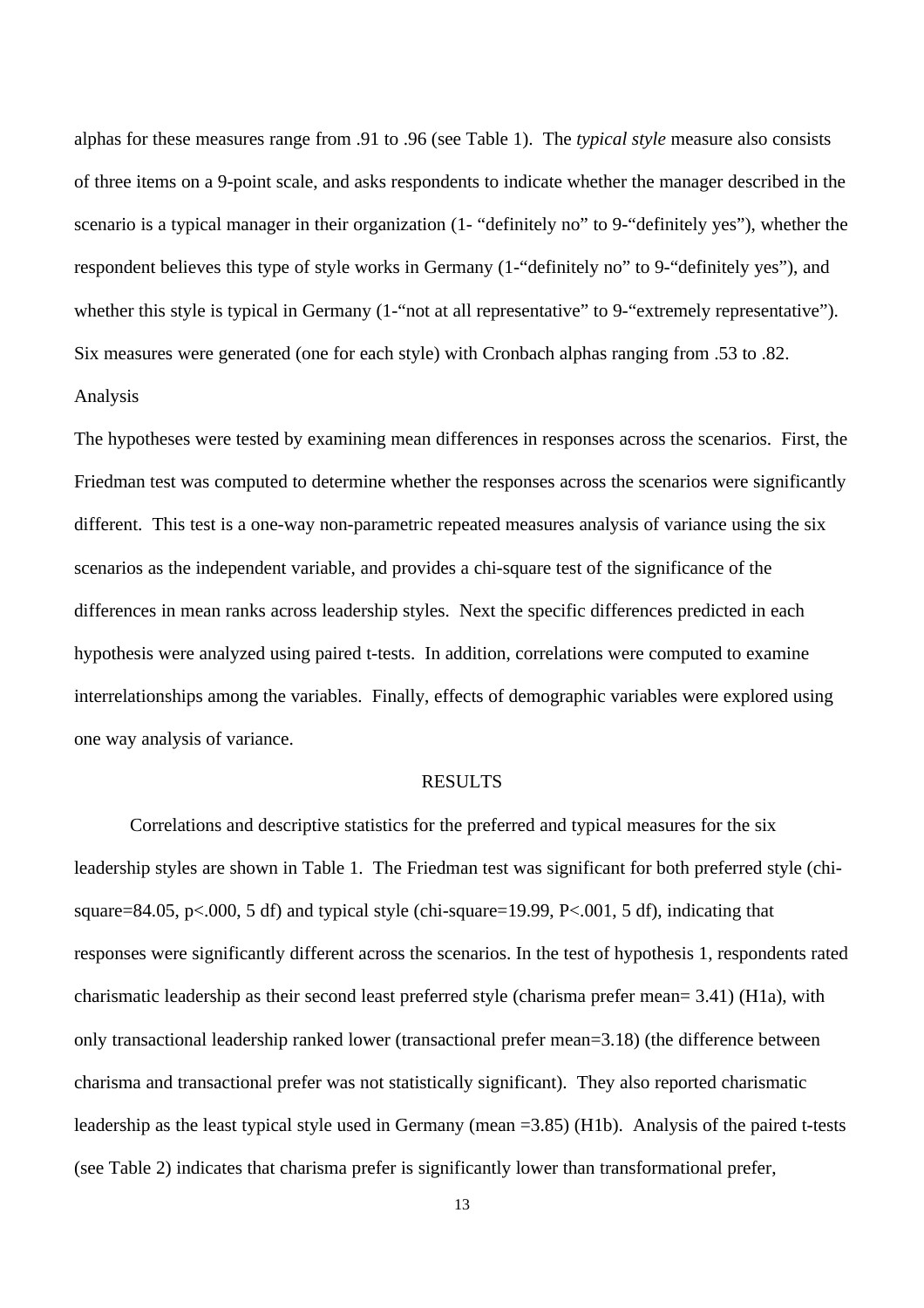alphas for these measures range from .91 to .96 (see Table 1). The *typical style* measure also consists of three items on a 9-point scale, and asks respondents to indicate whether the manager described in the scenario is a typical manager in their organization (1- "definitely no" to 9-"definitely yes"), whether the respondent believes this type of style works in Germany (1-"definitely no" to 9-"definitely yes"), and whether this style is typical in Germany (1-"not at all representative" to 9-"extremely representative"). Six measures were generated (one for each style) with Cronbach alphas ranging from .53 to .82.

## Analysis

The hypotheses were tested by examining mean differences in responses across the scenarios. First, the Friedman test was computed to determine whether the responses across the scenarios were significantly different. This test is a one-way non-parametric repeated measures analysis of variance using the six scenarios as the independent variable, and provides a chi-square test of the significance of the differences in mean ranks across leadership styles. Next the specific differences predicted in each hypothesis were analyzed using paired t-tests. In addition, correlations were computed to examine interrelationships among the variables. Finally, effects of demographic variables were explored using one way analysis of variance.

## RESULTS

Correlations and descriptive statistics for the preferred and typical measures for the six leadership styles are shown in Table 1. The Friedman test was significant for both preferred style (chi-square=84.05, $p<.000$, 5 df) and typical style (chi-square=19.99, $P<.001$, 5 df), indicating that responses were significantly different across the scenarios. In the test of hypothesis 1, respondents rated charismatic leadership as their second least preferred style (charisma prefer mean= 3.41) (H1a), with only transactional leadership ranked lower (transactional prefer mean=3.18) (the difference between charisma and transactional prefer was not statistically significant). They also reported charismatic leadership as the least typical style used in Germany (mean =3.85) (H1b). Analysis of the paired t-tests (see Table 2) indicates that charisma prefer is significantly lower than transformational prefer,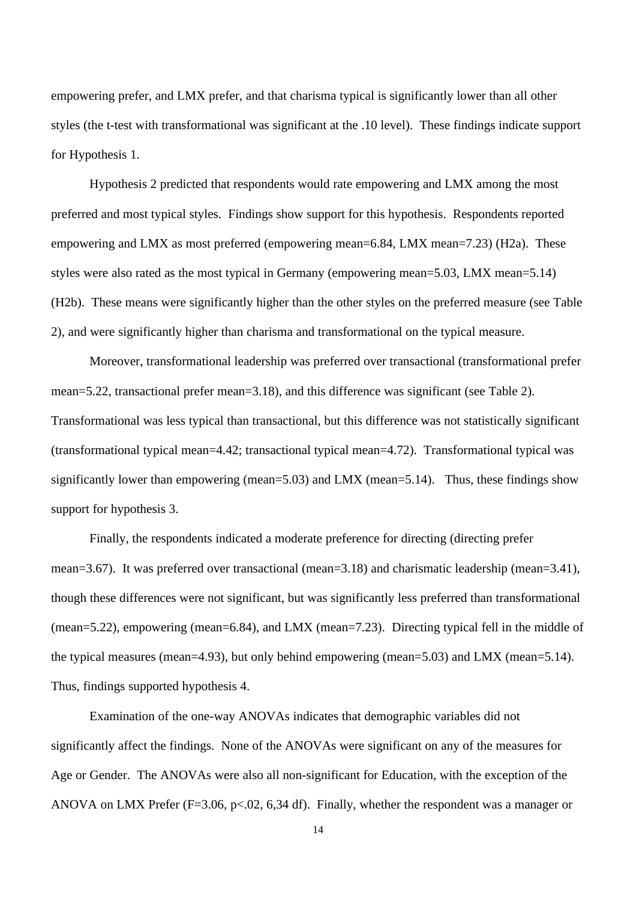empowering prefer, and LMX prefer, and that charisma typical is significantly lower than all other styles (the t-test with transformational was significant at the .10 level). These findings indicate support for Hypothesis 1.

Hypothesis 2 predicted that respondents would rate empowering and LMX among the most preferred and most typical styles. Findings show support for this hypothesis. Respondents reported empowering and LMX as most preferred (empowering mean=6.84, LMX mean=7.23) (H2a). These styles were also rated as the most typical in Germany (empowering mean=5.03, LMX mean=5.14) (H2b). These means were significantly higher than the other styles on the preferred measure (see Table 2), and were significantly higher than charisma and transformational on the typical measure.

Moreover, transformational leadership was preferred over transactional (transformational prefer mean=5.22, transactional prefer mean=3.18), and this difference was significant (see Table 2). Transformational was less typical than transactional, but this difference was not statistically significant (transformational typical mean=4.42; transactional typical mean=4.72). Transformational typical was significantly lower than empowering (mean=5.03) and LMX (mean=5.14). Thus, these findings show support for hypothesis 3.

Finally, the respondents indicated a moderate preference for directing (directing prefer mean=3.67). It was preferred over transactional (mean=3.18) and charismatic leadership (mean=3.41), though these differences were not significant, but was significantly less preferred than transformational (mean=5.22), empowering (mean=6.84), and LMX (mean=7.23). Directing typical fell in the middle of the typical measures (mean=4.93), but only behind empowering (mean=5.03) and LMX (mean=5.14). Thus, findings supported hypothesis 4.

Examination of the one-way ANOVAs indicates that demographic variables did not significantly affect the findings. None of the ANOVAs were significant on any of the measures for Age or Gender. The ANOVAs were also all non-significant for Education, with the exception of the ANOVA on LMX Prefer ($F=3.06$, $p<.02$, 6,34 df). Finally, whether the respondent was a manager or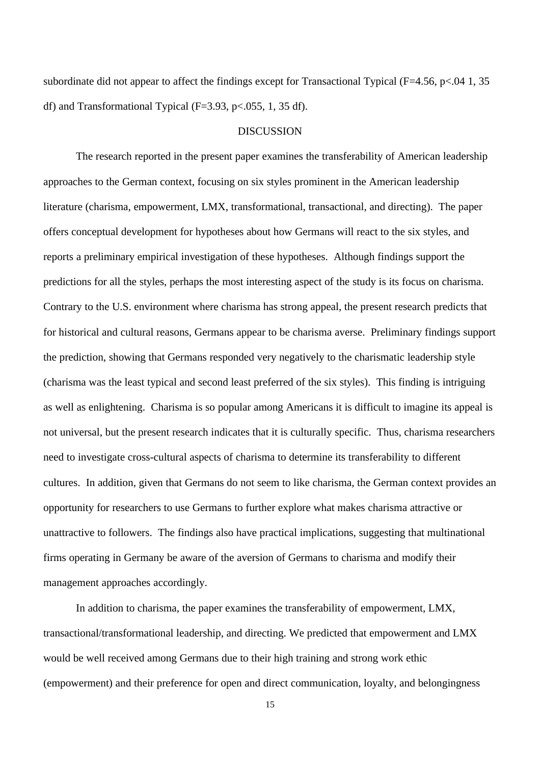subordinate did not appear to affect the findings except for Transactional Typical ($F=4.56$, $p<.04$ 1, 35 df) and Transformational Typical ($F=3.93$, $p<.055$, 1, 35 df).

## DISCUSSION

The research reported in the present paper examines the transferability of American leadership approaches to the German context, focusing on six styles prominent in the American leadership literature (charisma, empowerment, LMX, transformational, transactional, and directing). The paper offers conceptual development for hypotheses about how Germans will react to the six styles, and reports a preliminary empirical investigation of these hypotheses. Although findings support the predictions for all the styles, perhaps the most interesting aspect of the study is its focus on charisma. Contrary to the U.S. environment where charisma has strong appeal, the present research predicts that for historical and cultural reasons, Germans appear to be charisma averse. Preliminary findings support the prediction, showing that Germans responded very negatively to the charismatic leadership style (charisma was the least typical and second least preferred of the six styles). This finding is intriguing as well as enlightening. Charisma is so popular among Americans it is difficult to imagine its appeal is not universal, but the present research indicates that it is culturally specific. Thus, charisma researchers need to investigate cross-cultural aspects of charisma to determine its transferability to different cultures. In addition, given that Germans do not seem to like charisma, the German context provides an opportunity for researchers to use Germans to further explore what makes charisma attractive or unattractive to followers. The findings also have practical implications, suggesting that multinational firms operating in Germany be aware of the aversion of Germans to charisma and modify their management approaches accordingly.

In addition to charisma, the paper examines the transferability of empowerment, LMX, transactional/transformational leadership, and directing. We predicted that empowerment and LMX would be well received among Germans due to their high training and strong work ethic (empowerment) and their preference for open and direct communication, loyalty, and belongingness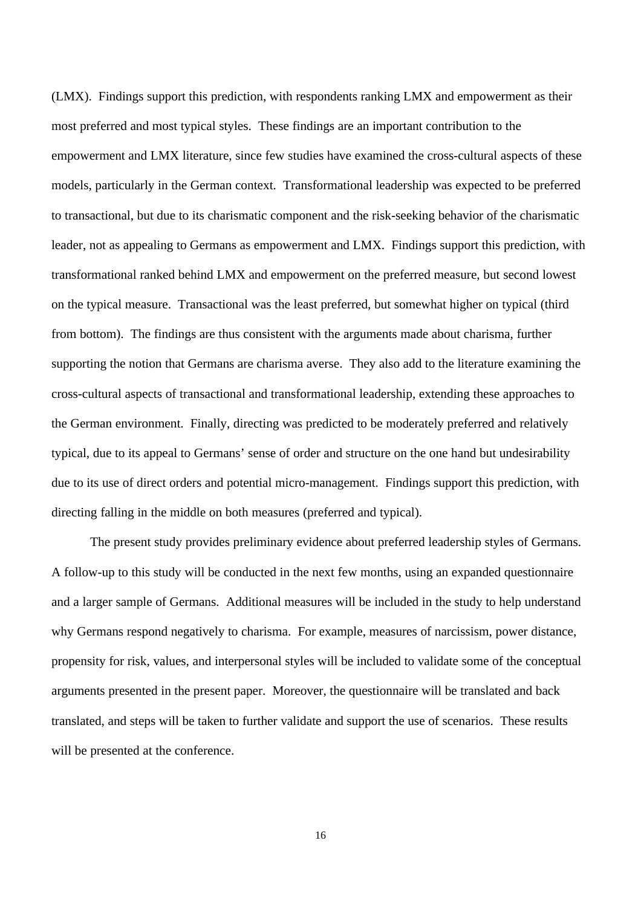(LMX). Findings support this prediction, with respondents ranking LMX and empowerment as their most preferred and most typical styles. These findings are an important contribution to the empowerment and LMX literature, since few studies have examined the cross-cultural aspects of these models, particularly in the German context. Transformational leadership was expected to be preferred to transactional, but due to its charismatic component and the risk-seeking behavior of the charismatic leader, not as appealing to Germans as empowerment and LMX. Findings support this prediction, with transformational ranked behind LMX and empowerment on the preferred measure, but second lowest on the typical measure. Transactional was the least preferred, but somewhat higher on typical (third from bottom). The findings are thus consistent with the arguments made about charisma, further supporting the notion that Germans are charisma averse. They also add to the literature examining the cross-cultural aspects of transactional and transformational leadership, extending these approaches to the German environment. Finally, directing was predicted to be moderately preferred and relatively typical, due to its appeal to Germans' sense of order and structure on the one hand but undesirability due to its use of direct orders and potential micro-management. Findings support this prediction, with directing falling in the middle on both measures (preferred and typical).

The present study provides preliminary evidence about preferred leadership styles of Germans. A follow-up to this study will be conducted in the next few months, using an expanded questionnaire and a larger sample of Germans. Additional measures will be included in the study to help understand why Germans respond negatively to charisma. For example, measures of narcissism, power distance, propensity for risk, values, and interpersonal styles will be included to validate some of the conceptual arguments presented in the present paper. Moreover, the questionnaire will be translated and back translated, and steps will be taken to further validate and support the use of scenarios. These results will be presented at the conference.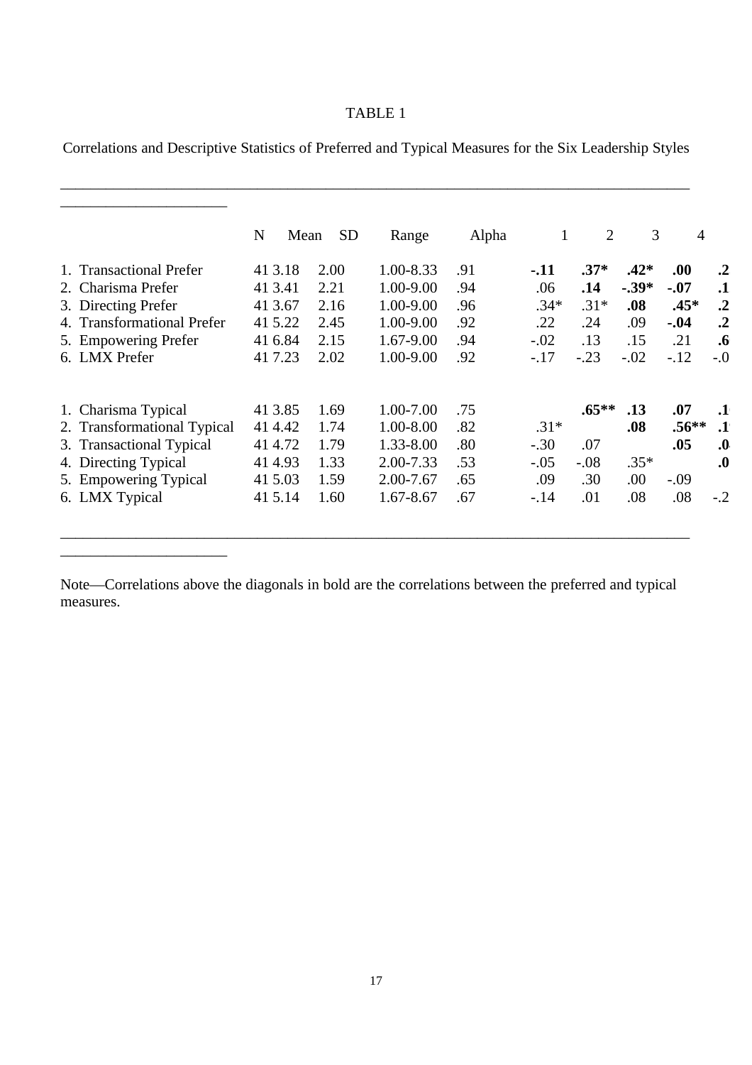TABLE 1

Correlations and Descriptive Statistics of Preferred and Typical Measures for the Six Leadership Styles

| | N | Mean | SD | Range | Alpha | 1 | 2 | 3 | 4 | |
|---|---|---|---|---|---|---|---|---|---|---|
| 1. Transactional Prefer | 41 | 3.18 | 2.00 | 1.00-8.33 | .91 | **-.11** | **.37*** | **.42*** | **.00** | **.2** |
| 2. Charisma Prefer | 41 | 3.41 | 2.21 | 1.00-9.00 | .94 | .06 | **.14** | **-.39*** | **-.07** | **.1** |
| 3. Directing Prefer | 41 | 3.67 | 2.16 | 1.00-9.00 | .96 | .34* | .31* | **.08** | **.45*** | **.2** |
| 4. Transformational Prefer | 41 | 5.22 | 2.45 | 1.00-9.00 | .92 | .22 | .24 | .09 | **-.04** | **.2** |
| 5. Empowering Prefer | 41 | 6.84 | 2.15 | 1.67-9.00 | .94 | -.02 | .13 | .15 | .21 | **.6** |
| 6. LMX Prefer | 41 | 7.23 | 2.02 | 1.00-9.00 | .92 | -.17 | -.23 | -.02 | -.12 | -.0 |
| | | | | | | | | | | |
| 1. Charisma Typical | 41 | 3.85 | 1.69 | 1.00-7.00 | .75 | | **.65**** | **.13** | **.07** | **.1** |
| 2. Transformational Typical | 41 | 4.42 | 1.74 | 1.00-8.00 | .82 | .31* | | **.08** | **.56**** | **.1** |
| 3. Transactional Typical | 41 | 4.72 | 1.79 | 1.33-8.00 | .80 | -.30 | .07 | | **.05** | **.0** |
| 4. Directing Typical | 41 | 4.93 | 1.33 | 2.00-7.33 | .53 | -.05 | -.08 | .35* | | **.0** |
| 5. Empowering Typical | 41 | 5.03 | 1.59 | 2.00-7.67 | .65 | .09 | .30 | .00 | -.09 | |
| 6. LMX Typical | 41 | 5.14 | 1.60 | 1.67-8.67 | .67 | -.14 | .01 | .08 | .08 | -.2 |

Note—Correlations above the diagonals in bold are the correlations between the preferred and typical measures.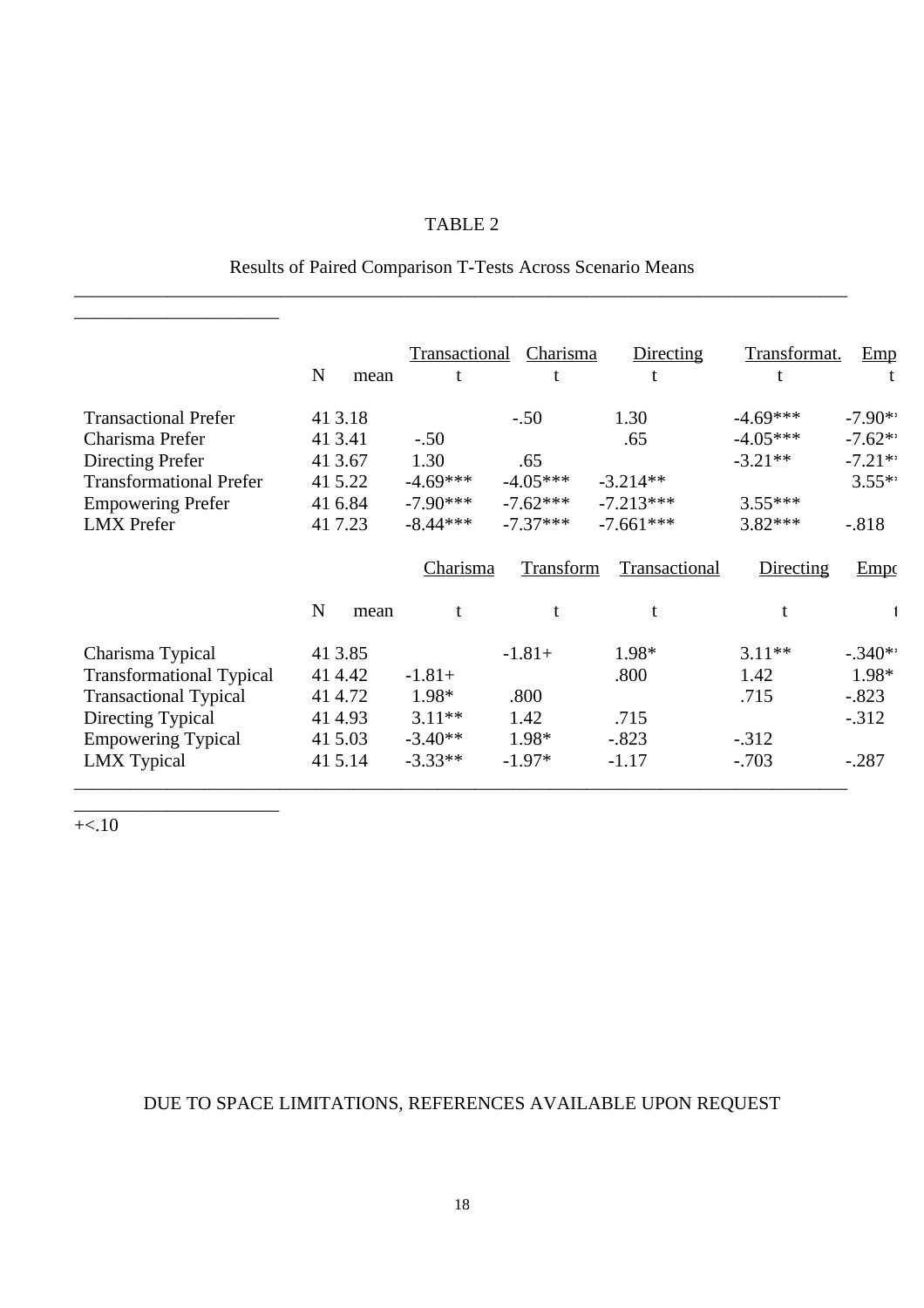TABLE 2

Results of Paired Comparison T-Tests Across Scenario Means

| | N | mean | Transactional t | Charisma t | Directing t | Transformat. t | Emp t |
|---|---|---|---|---|---|---|---|
| Transactional Prefer | 41 | 3.18 | | -.50 | 1.30 | -4.69*** | -7.90** |
| Charisma Prefer | 41 | 3.41 | -.50 | | .65 | -4.05*** | -7.62** |
| Directing Prefer | 41 | 3.67 | 1.30 | .65 | | -3.21** | -7.21** |
| Transformational Prefer | 41 | 5.22 | -4.69*** | -4.05*** | -3.214** | | 3.55** |
| Empowering Prefer | 41 | 6.84 | -7.90*** | -7.62*** | -7.213*** | 3.55*** | |
| LMX Prefer | 41 | 7.23 | -8.44*** | -7.37*** | -7.661*** | 3.82*** | -.818 |

| | N | mean | Charisma t | Transform t | Transactional t | Directing t | Empo t |
|---|---|---|---|---|---|---|---|
| Charisma Typical | 41 | 3.85 | | -1.81+ | 1.98* | 3.11** | -.340** |
| Transformational Typical | 41 | 4.42 | -1.81+ | | .800 | 1.42 | 1.98* |
| Transactional Typical | 41 | 4.72 | 1.98* | .800 | | .715 | -.823 |
| Directing Typical | 41 | 4.93 | 3.11** | 1.42 | .715 | | -.312 |
| Empowering Typical | 41 | 5.03 | -3.40** | 1.98* | -.823 | -.312 | |
| LMX Typical | 41 | 5.14 | -3.33** | -1.97* | -1.17 | -.703 | -.287 |

+<.10

DUE TO SPACE LIMITATIONS, REFERENCES AVAILABLE UPON REQUEST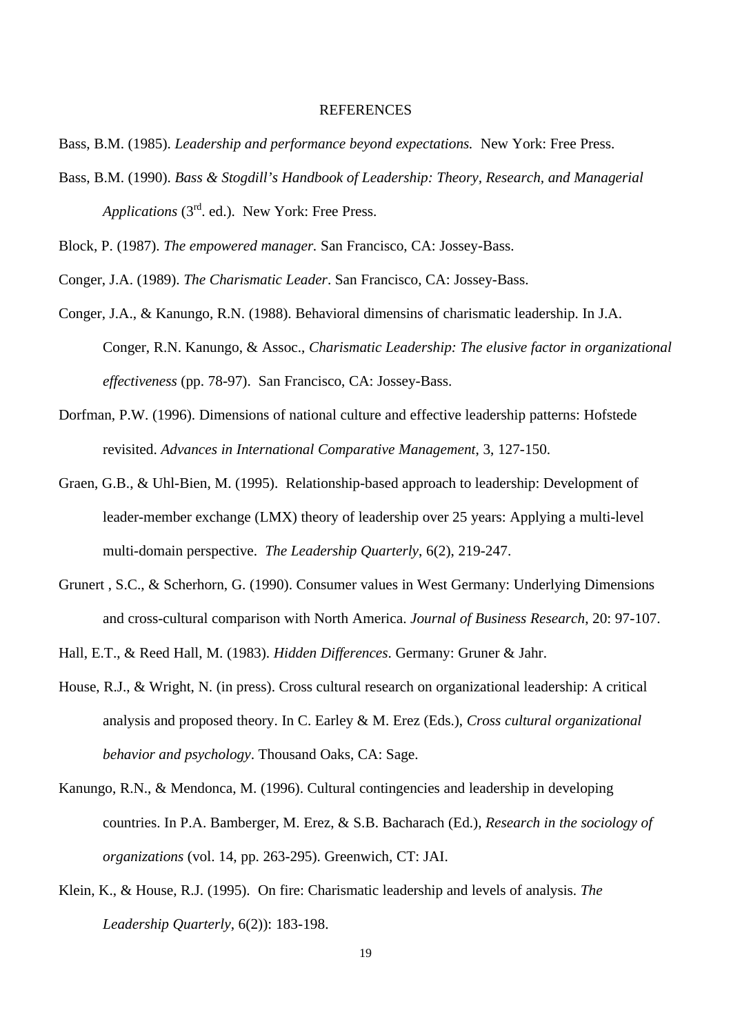# REFERENCES

Bass, B.M. (1985). *Leadership and performance beyond expectations.* New York: Free Press.

Bass, B.M. (1990). *Bass & Stogdill's Handbook of Leadership: Theory, Research, and Managerial Applications* (3rd. ed.). New York: Free Press.

Block, P. (1987). *The empowered manager.* San Francisco, CA: Jossey-Bass.

Conger, J.A. (1989). *The Charismatic Leader*. San Francisco, CA: Jossey-Bass.

Conger, J.A., & Kanungo, R.N. (1988). Behavioral dimensins of charismatic leadership. In J.A. Conger, R.N. Kanungo, & Assoc., *Charismatic Leadership: The elusive factor in organizational effectiveness* (pp. 78-97). San Francisco, CA: Jossey-Bass.

Dorfman, P.W. (1996). Dimensions of national culture and effective leadership patterns: Hofstede revisited. *Advances in International Comparative Management*, 3, 127-150.

Graen, G.B., & Uhl-Bien, M. (1995). Relationship-based approach to leadership: Development of leader-member exchange (LMX) theory of leadership over 25 years: Applying a multi-level multi-domain perspective. *The Leadership Quarterly*, 6(2), 219-247.

Grunert , S.C., & Scherhorn, G. (1990). Consumer values in West Germany: Underlying Dimensions and cross-cultural comparison with North America. *Journal of Business Research*, 20: 97-107.

Hall, E.T., & Reed Hall, M. (1983). *Hidden Differences*. Germany: Gruner & Jahr.

House, R.J., & Wright, N. (in press). Cross cultural research on organizational leadership: A critical analysis and proposed theory. In C. Earley & M. Erez (Eds.), *Cross cultural organizational behavior and psychology*. Thousand Oaks, CA: Sage.

Kanungo, R.N., & Mendonca, M. (1996). Cultural contingencies and leadership in developing countries. In P.A. Bamberger, M. Erez, & S.B. Bacharach (Ed.), *Research in the sociology of organizations* (vol. 14, pp. 263-295). Greenwich, CT: JAI.

Klein, K., & House, R.J. (1995). On fire: Charismatic leadership and levels of analysis. *The Leadership Quarterly*, 6(2)): 183-198.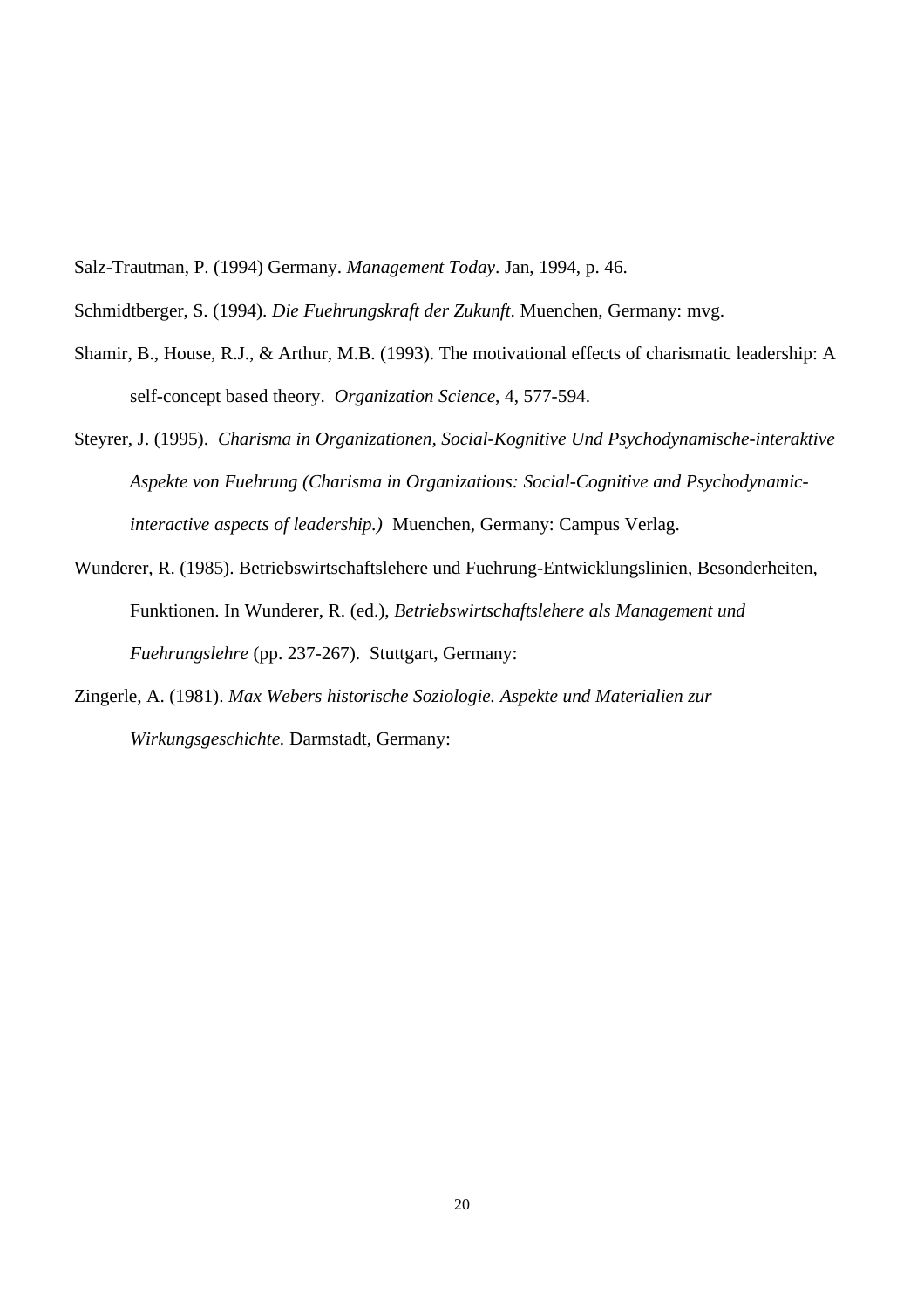Salz-Trautman, P. (1994) Germany. *Management Today*. Jan, 1994, p. 46.

Schmidtberger, S. (1994). *Die Fuehrungskraft der Zukunft.* Muenchen, Germany: mvg.

Shamir, B., House, R.J., & Arthur, M.B. (1993). The motivational effects of charismatic leadership: A self-concept based theory. *Organization Science*, 4, 577-594.

Steyrer, J. (1995). *Charisma in Organizationen, Social-Kognitive Und Psychodynamische-interaktive Aspekte von Fuehrung (Charisma in Organizations: Social-Cognitive and Psychodynamic-interactive aspects of leadership.)* Muenchen, Germany: Campus Verlag.

Wunderer, R. (1985). Betriebswirtschaftslehere und Fuehrung-Entwicklungslinien, Besonderheiten, Funktionen. In Wunderer, R. (ed.), *Betriebswirtschaftslehere als Management und Fuehrungslehre* (pp. 237-267). Stuttgart, Germany:

Zingerle, A. (1981). *Max Webers historische Soziologie. Aspekte und Materialien zur Wirkungsgeschichte.* Darmstadt, Germany: